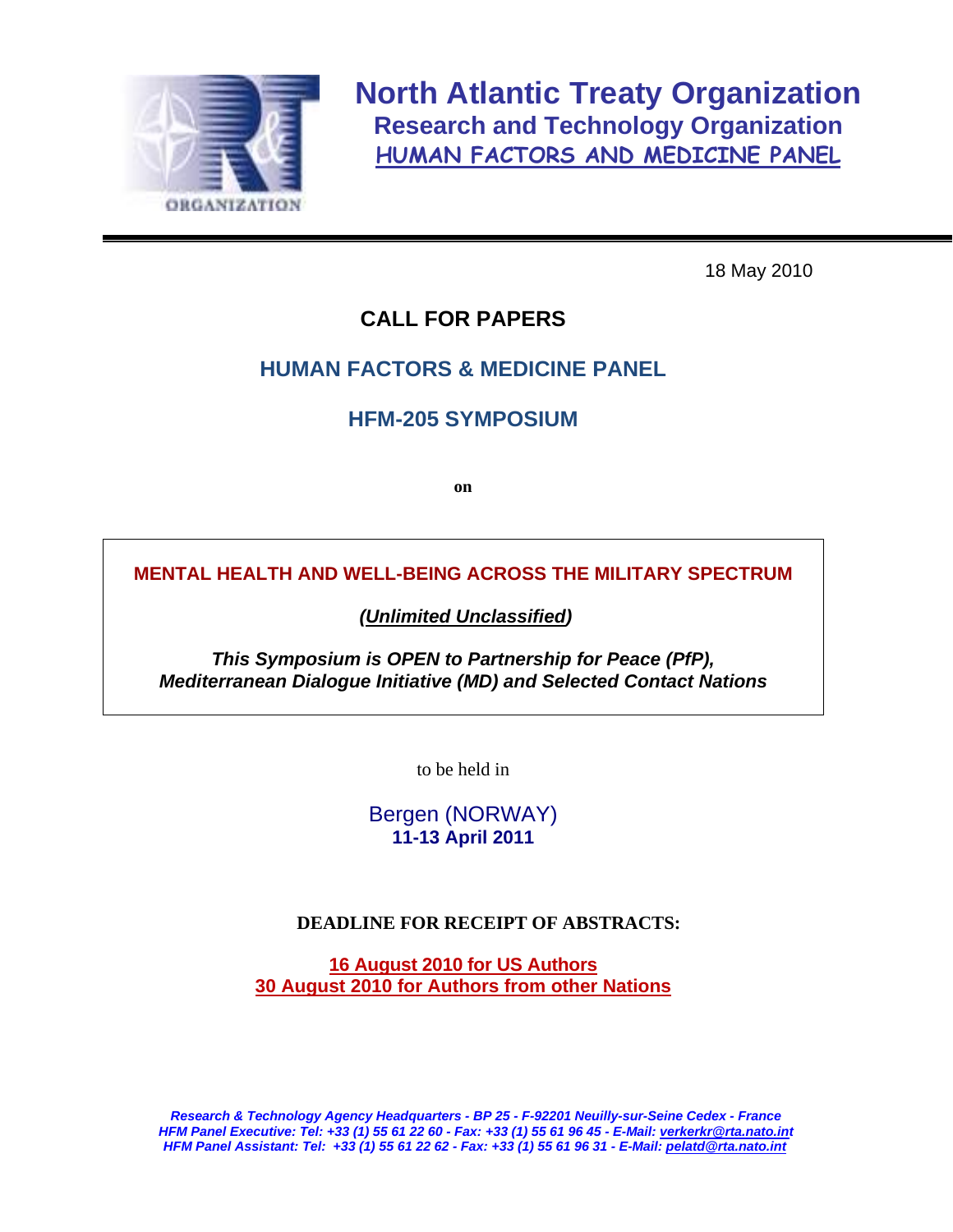# North Atlantic Treaty Organization

## Research and Technology Organization

## HUMAN FACTORS AND MEDICINE PANEL

18 May 2010

# CALL FOR PAPERS

## HUMAN FACTORS & MEDICINE PANEL

## HFM-205 SYMPOSIUM

**on**

**MENTAL HEALTH AND WELL-BEING ACROSS THE MILITARY SPECTRUM**

***(Unlimited Unclassified)***

***This Symposium is OPEN to Partnership for Peace (PfP), Mediterranean Dialogue Initiative (MD) and Selected Contact Nations***

to be held in

Bergen (NORWAY)
**11-13 April 2011**

**DEADLINE FOR RECEIPT OF ABSTRACTS:**

**16 August 2010 for US Authors**
**30 August 2010 for Authors from other Nations**

*Research & Technology Agency Headquarters - BP 25 - F-92201 Neuilly-sur-Seine Cedex - France*
*HFM Panel Executive: Tel: +33 (1) 55 61 22 60 - Fax: +33 (1) 55 61 96 45 - E-Mail: verkerkr@rta.nato.int*
*HFM Panel Assistant: Tel: +33 (1) 55 61 22 62 - Fax: +33 (1) 55 61 96 31 - E-Mail: pelatd@rta.nato.int*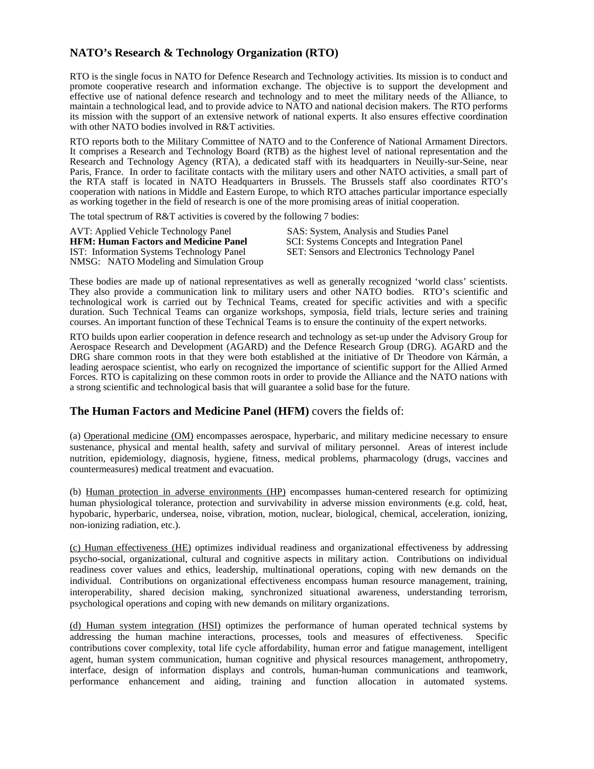## NATO's Research & Technology Organization (RTO)

RTO is the single focus in NATO for Defence Research and Technology activities. Its mission is to conduct and promote cooperative research and information exchange. The objective is to support the development and effective use of national defence research and technology and to meet the military needs of the Alliance, to maintain a technological lead, and to provide advice to NATO and national decision makers. The RTO performs its mission with the support of an extensive network of national experts. It also ensures effective coordination with other NATO bodies involved in R&T activities.

RTO reports both to the Military Committee of NATO and to the Conference of National Armament Directors. It comprises a Research and Technology Board (RTB) as the highest level of national representation and the Research and Technology Agency (RTA), a dedicated staff with its headquarters in Neuilly-sur-Seine, near Paris, France. In order to facilitate contacts with the military users and other NATO activities, a small part of the RTA staff is located in NATO Headquarters in Brussels. The Brussels staff also coordinates RTO's cooperation with nations in Middle and Eastern Europe, to which RTO attaches particular importance especially as working together in the field of research is one of the more promising areas of initial cooperation.

The total spectrum of R&T activities is covered by the following 7 bodies:

AVT: Applied Vehicle Technology Panel
**HFM: Human Factors and Medicine Panel**
IST: Information Systems Technology Panel
NMSG: NATO Modeling and Simulation Group
SAS: System, Analysis and Studies Panel
SCI: Systems Concepts and Integration Panel
SET: Sensors and Electronics Technology Panel

These bodies are made up of national representatives as well as generally recognized 'world class' scientists. They also provide a communication link to military users and other NATO bodies. RTO's scientific and technological work is carried out by Technical Teams, created for specific activities and with a specific duration. Such Technical Teams can organize workshops, symposia, field trials, lecture series and training courses. An important function of these Technical Teams is to ensure the continuity of the expert networks.

RTO builds upon earlier cooperation in defence research and technology as set-up under the Advisory Group for Aerospace Research and Development (AGARD) and the Defence Research Group (DRG). AGARD and the DRG share common roots in that they were both established at the initiative of Dr Theodore von Kármán, a leading aerospace scientist, who early on recognized the importance of scientific support for the Allied Armed Forces. RTO is capitalizing on these common roots in order to provide the Alliance and the NATO nations with a strong scientific and technological basis that will guarantee a solid base for the future.

## **The Human Factors and Medicine Panel (HFM)** covers the fields of:

(a) Operational medicine (OM) encompasses aerospace, hyperbaric, and military medicine necessary to ensure sustenance, physical and mental health, safety and survival of military personnel. Areas of interest include nutrition, epidemiology, diagnosis, hygiene, fitness, medical problems, pharmacology (drugs, vaccines and countermeasures) medical treatment and evacuation.

(b) Human protection in adverse environments (HP) encompasses human-centered research for optimizing human physiological tolerance, protection and survivability in adverse mission environments (e.g. cold, heat, hypobaric, hyperbaric, undersea, noise, vibration, motion, nuclear, biological, chemical, acceleration, ionizing, non-ionizing radiation, etc.).

(c) Human effectiveness (HE) optimizes individual readiness and organizational effectiveness by addressing psycho-social, organizational, cultural and cognitive aspects in military action. Contributions on individual readiness cover values and ethics, leadership, multinational operations, coping with new demands on the individual. Contributions on organizational effectiveness encompass human resource management, training, interoperability, shared decision making, synchronized situational awareness, understanding terrorism, psychological operations and coping with new demands on military organizations.

(d) Human system integration (HSI) optimizes the performance of human operated technical systems by addressing the human machine interactions, processes, tools and measures of effectiveness. Specific contributions cover complexity, total life cycle affordability, human error and fatigue management, intelligent agent, human system communication, human cognitive and physical resources management, anthropometry, interface, design of information displays and controls, human-human communications and teamwork, performance enhancement and aiding, training and function allocation in automated systems.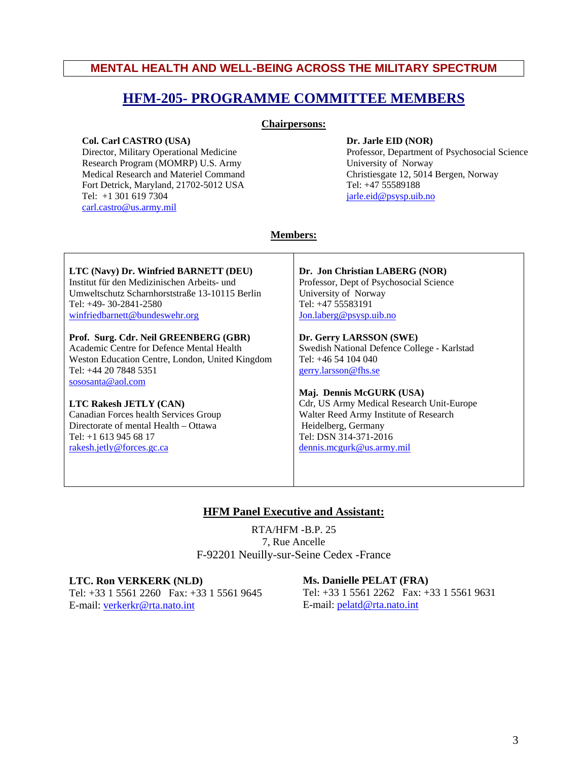**MENTAL HEALTH AND WELL-BEING ACROSS THE MILITARY SPECTRUM**

# HFM-205- PROGRAMME COMMITTEE MEMBERS

## Chairpersons:

**Col. Carl CASTRO (USA)**
Director, Military Operational Medicine Research Program (MOMRP) U.S. Army Medical Research and Materiel Command
Fort Detrick, Maryland, 21702-5012 USA
Tel: +1 301 619 7304
carl.castro@us.army.mil

**Dr. Jarle EID (NOR)**
Professor, Department of Psychosocial Science
University of Norway
Christiesgate 12, 5014 Bergen, Norway
Tel: +47 55589188
jarle.eid@psysp.uib.no

## Members:

**LTC (Navy) Dr. Winfried BARNETT (DEU)**
Institut für den Medizinischen Arbeits- und Umweltschutz Scharnhorststraße 13-10115 Berlin
Tel: +49- 30-2841-2580
winfriedbarnett@bundeswehr.org

**Prof. Surg. Cdr. Neil GREENBERG (GBR)**
Academic Centre for Defence Mental Health
Weston Education Centre, London, United Kingdom
Tel: +44 20 7848 5351
sososanta@aol.com

**LTC Rakesh JETLY (CAN)**
Canadian Forces health Services Group
Directorate of mental Health – Ottawa
Tel: +1 613 945 68 17
rakesh.jetly@forces.gc.ca

**Dr. Jon Christian LABERG (NOR)**
Professor, Dept of Psychosocial Science
University of Norway
Tel: +47 55583191
Jon.laberg@psysp.uib.no

**Dr. Gerry LARSSON (SWE)**
Swedish National Defence College - Karlstad
Tel: +46 54 104 040
gerry.larsson@fhs.se

**Maj. Dennis McGURK (USA)**
Cdr, US Army Medical Research Unit-Europe
Walter Reed Army Institute of Research
Heidelberg, Germany
Tel: DSN 314-371-2016
dennis.mcgurk@us.army.mil

## HFM Panel Executive and Assistant:

RTA/HFM -B.P. 25
7, Rue Ancelle
F-92201 Neuilly-sur-Seine Cedex -France

**LTC. Ron VERKERK (NLD)**
Tel: +33 1 5561 2260 Fax: +33 1 5561 9645
E-mail: verkerkr@rta.nato.int

**Ms. Danielle PELAT (FRA)**
Tel: +33 1 5561 2262 Fax: +33 1 5561 9631
E-mail: pelatd@rta.nato.int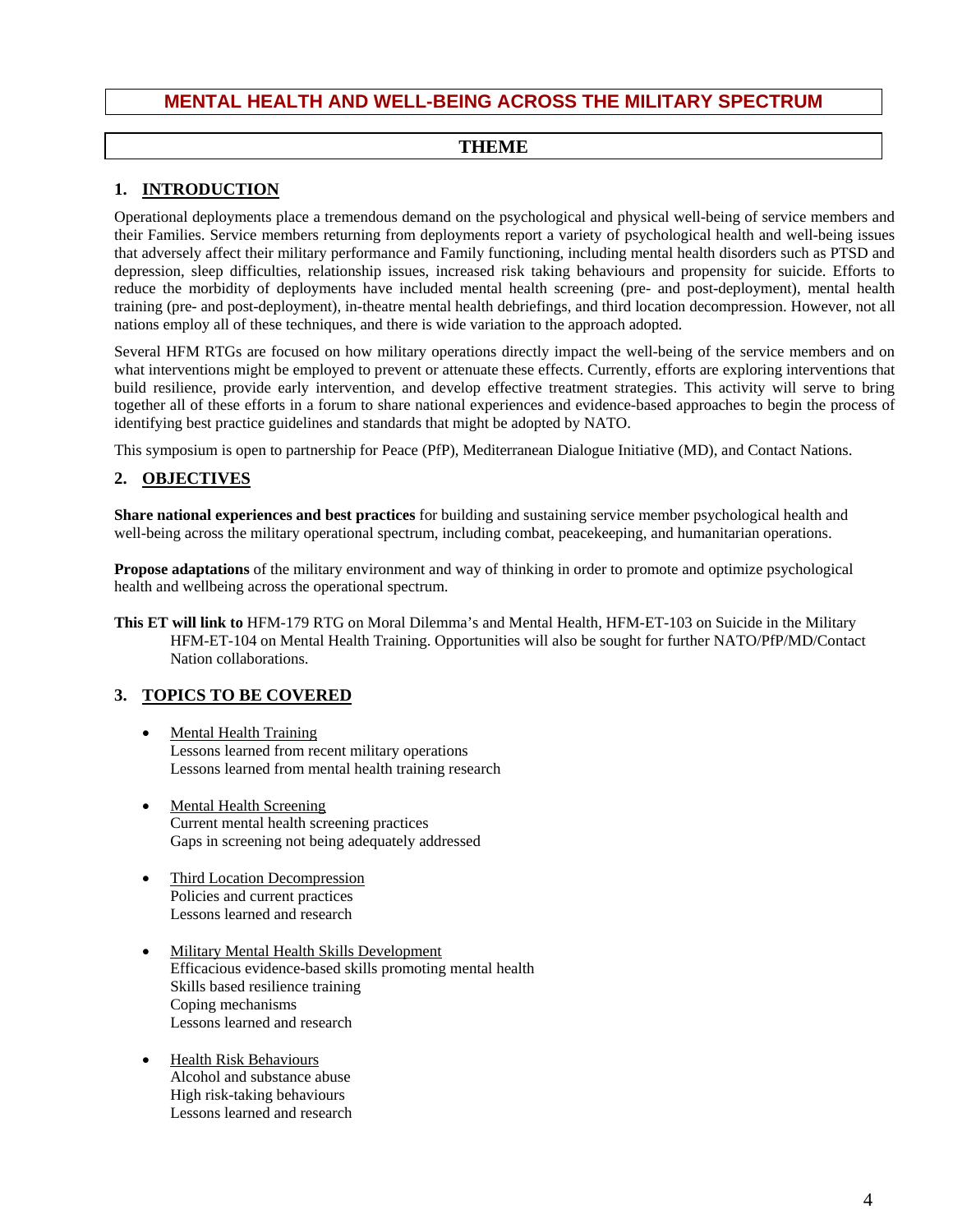# MENTAL HEALTH AND WELL-BEING ACROSS THE MILITARY SPECTRUM

## THEME

### 1. INTRODUCTION

Operational deployments place a tremendous demand on the psychological and physical well-being of service members and their Families. Service members returning from deployments report a variety of psychological health and well-being issues that adversely affect their military performance and Family functioning, including mental health disorders such as PTSD and depression, sleep difficulties, relationship issues, increased risk taking behaviours and propensity for suicide. Efforts to reduce the morbidity of deployments have included mental health screening (pre- and post-deployment), mental health training (pre- and post-deployment), in-theatre mental health debriefings, and third location decompression. However, not all nations employ all of these techniques, and there is wide variation to the approach adopted.

Several HFM RTGs are focused on how military operations directly impact the well-being of the service members and on what interventions might be employed to prevent or attenuate these effects. Currently, efforts are exploring interventions that build resilience, provide early intervention, and develop effective treatment strategies. This activity will serve to bring together all of these efforts in a forum to share national experiences and evidence-based approaches to begin the process of identifying best practice guidelines and standards that might be adopted by NATO.

This symposium is open to partnership for Peace (PfP), Mediterranean Dialogue Initiative (MD), and Contact Nations.

### 2. OBJECTIVES

**Share national experiences and best practices** for building and sustaining service member psychological health and well-being across the military operational spectrum, including combat, peacekeeping, and humanitarian operations.

**Propose adaptations** of the military environment and way of thinking in order to promote and optimize psychological health and wellbeing across the operational spectrum.

**This ET will link to** HFM-179 RTG on Moral Dilemma's and Mental Health, HFM-ET-103 on Suicide in the Military HFM-ET-104 on Mental Health Training. Opportunities will also be sought for further NATO/PfP/MD/Contact Nation collaborations.

### 3. TOPICS TO BE COVERED

- Mental Health Training
  Lessons learned from recent military operations
  Lessons learned from mental health training research

- Mental Health Screening
  Current mental health screening practices
  Gaps in screening not being adequately addressed

- Third Location Decompression
  Policies and current practices
  Lessons learned and research

- Military Mental Health Skills Development
  Efficacious evidence-based skills promoting mental health
  Skills based resilience training
  Coping mechanisms
  Lessons learned and research

- Health Risk Behaviours
  Alcohol and substance abuse
  High risk-taking behaviours
  Lessons learned and research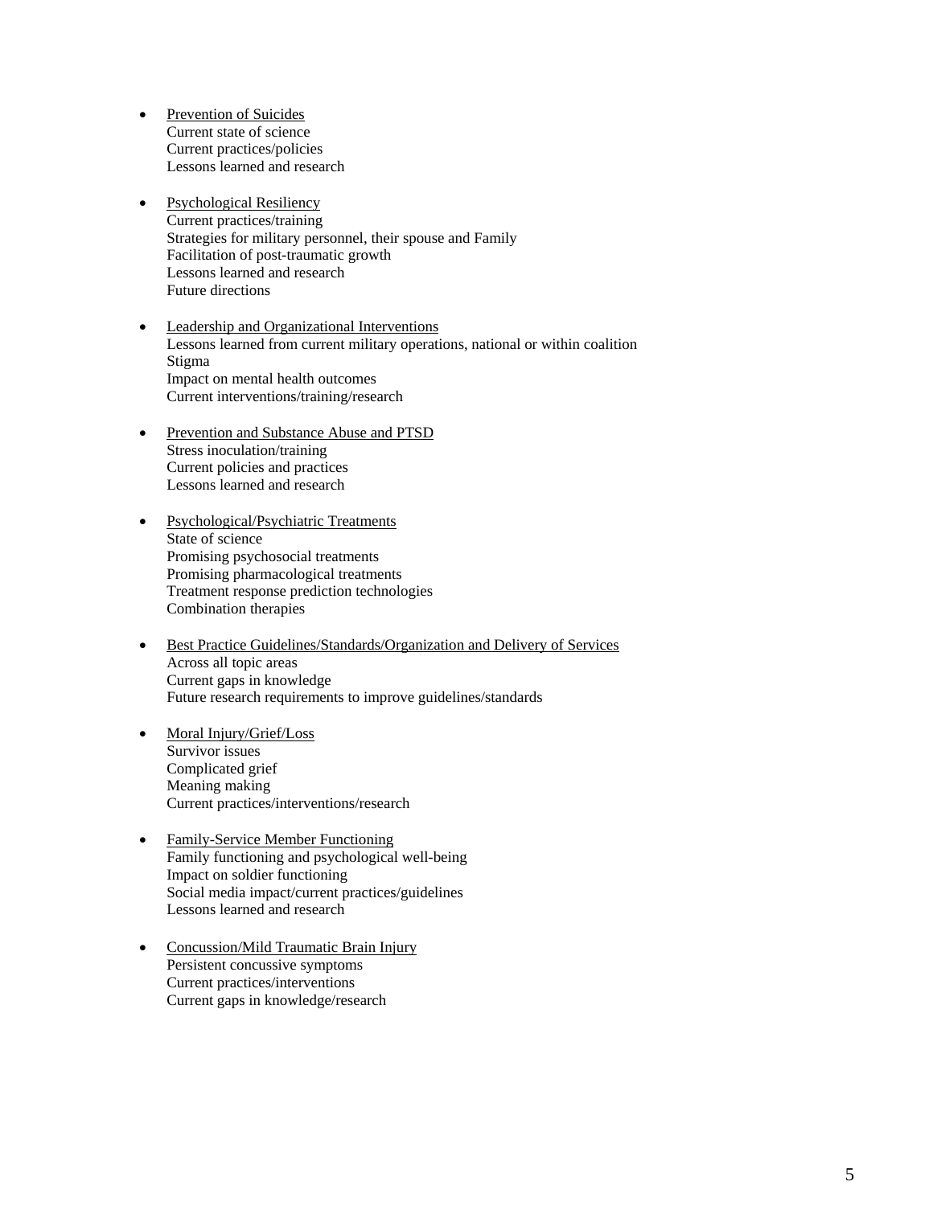- <u>Prevention of Suicides</u>
  Current state of science
  Current practices/policies
  Lessons learned and research

- <u>Psychological Resiliency</u>
  Current practices/training
  Strategies for military personnel, their spouse and Family
  Facilitation of post-traumatic growth
  Lessons learned and research
  Future directions

- <u>Leadership and Organizational Interventions</u>
  Lessons learned from current military operations, national or within coalition
  Stigma
  Impact on mental health outcomes
  Current interventions/training/research

- <u>Prevention and Substance Abuse and PTSD</u>
  Stress inoculation/training
  Current policies and practices
  Lessons learned and research

- <u>Psychological/Psychiatric Treatments</u>
  State of science
  Promising psychosocial treatments
  Promising pharmacological treatments
  Treatment response prediction technologies
  Combination therapies

- <u>Best Practice Guidelines/Standards/Organization and Delivery of Services</u>
  Across all topic areas
  Current gaps in knowledge
  Future research requirements to improve guidelines/standards

- <u>Moral Injury/Grief/Loss</u>
  Survivor issues
  Complicated grief
  Meaning making
  Current practices/interventions/research

- <u>Family-Service Member Functioning</u>
  Family functioning and psychological well-being
  Impact on soldier functioning
  Social media impact/current practices/guidelines
  Lessons learned and research

- <u>Concussion/Mild Traumatic Brain Injury</u>
  Persistent concussive symptoms
  Current practices/interventions
  Current gaps in knowledge/research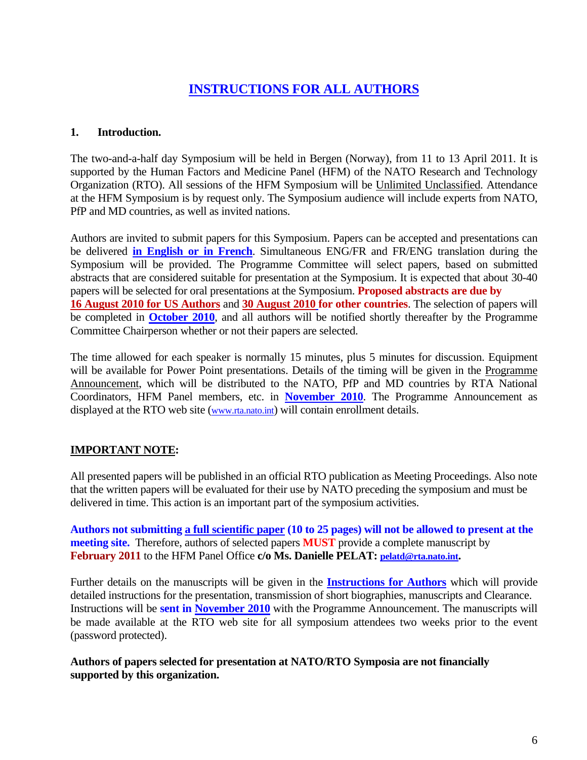# INSTRUCTIONS FOR ALL AUTHORS

## 1. Introduction.

The two-and-a-half day Symposium will be held in Bergen (Norway), from 11 to 13 April 2011. It is supported by the Human Factors and Medicine Panel (HFM) of the NATO Research and Technology Organization (RTO). All sessions of the HFM Symposium will be Unlimited Unclassified. Attendance at the HFM Symposium is by request only. The Symposium audience will include experts from NATO, PfP and MD countries, as well as invited nations.

Authors are invited to submit papers for this Symposium. Papers can be accepted and presentations can be delivered **in English or in French**. Simultaneous ENG/FR and FR/ENG translation during the Symposium will be provided. The Programme Committee will select papers, based on submitted abstracts that are considered suitable for presentation at the Symposium. It is expected that about 30-40 papers will be selected for oral presentations at the Symposium. **Proposed abstracts are due by 16 August 2010 for US Authors** and **30 August 2010 for other countries**. The selection of papers will be completed in **October 2010**, and all authors will be notified shortly thereafter by the Programme Committee Chairperson whether or not their papers are selected.

The time allowed for each speaker is normally 15 minutes, plus 5 minutes for discussion. Equipment will be available for Power Point presentations. Details of the timing will be given in the Programme Announcement, which will be distributed to the NATO, PfP and MD countries by RTA National Coordinators, HFM Panel members, etc. in **November 2010**. The Programme Announcement as displayed at the RTO web site (www.rta.nato.int) will contain enrollment details.

**IMPORTANT NOTE:**

All presented papers will be published in an official RTO publication as Meeting Proceedings. Also note that the written papers will be evaluated for their use by NATO preceding the symposium and must be delivered in time. This action is an important part of the symposium activities.

**Authors not submitting a full scientific paper (10 to 25 pages) will not be allowed to present at the meeting site.** Therefore, authors of selected papers **MUST** provide a complete manuscript by **February 2011** to the HFM Panel Office **c/o Ms. Danielle PELAT: pelatd@rta.nato.int.**

Further details on the manuscripts will be given in the **Instructions for Authors** which will provide detailed instructions for the presentation, transmission of short biographies, manuscripts and Clearance. Instructions will be **sent in November 2010** with the Programme Announcement. The manuscripts will be made available at the RTO web site for all symposium attendees two weeks prior to the event (password protected).

**Authors of papers selected for presentation at NATO/RTO Symposia are not financially supported by this organization.**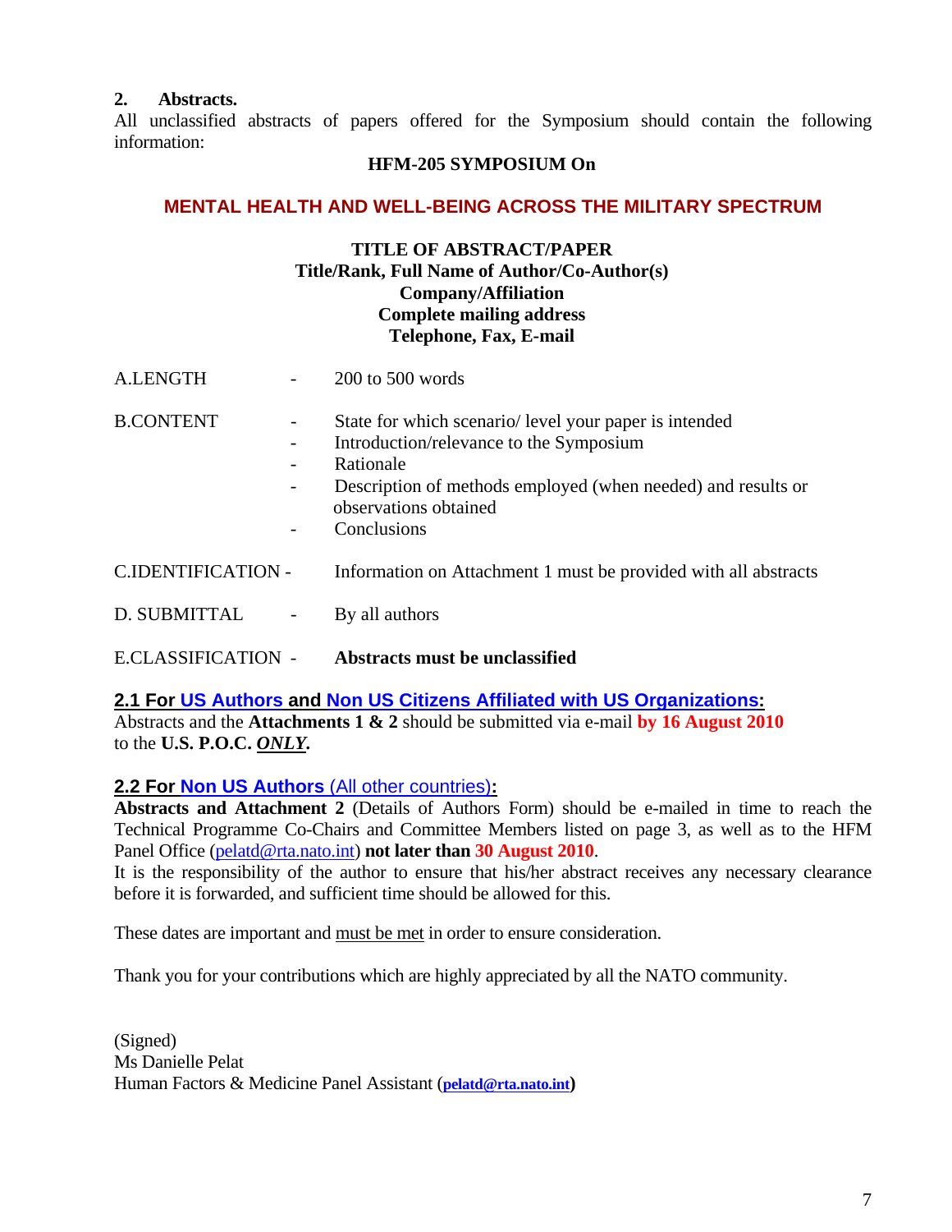## 2. Abstracts.

All unclassified abstracts of papers offered for the Symposium should contain the following information:

**HFM-205 SYMPOSIUM On**

**MENTAL HEALTH AND WELL-BEING ACROSS THE MILITARY SPECTRUM**

**TITLE OF ABSTRACT/PAPER**
**Title/Rank, Full Name of Author/Co-Author(s)**
**Company/Affiliation**
**Complete mailing address**
**Telephone, Fax, E-mail**

A.LENGTH - 200 to 500 words

B.CONTENT
- State for which scenario/ level your paper is intended
- Introduction/relevance to the Symposium
- Rationale
- Description of methods employed (when needed) and results or observations obtained
- Conclusions

C.IDENTIFICATION - Information on Attachment 1 must be provided with all abstracts

D. SUBMITTAL - By all authors

E.CLASSIFICATION - **Abstracts must be unclassified**

**2.1 For US Authors and Non US Citizens Affiliated with US Organizations:**

Abstracts and the **Attachments 1 & 2** should be submitted via e-mail **by 16 August 2010** to the **U.S. P.O.C. *ONLY*.**

**2.2 For Non US Authors (All other countries):**

**Abstracts and Attachment 2** (Details of Authors Form) should be e-mailed in time to reach the Technical Programme Co-Chairs and Committee Members listed on page 3, as well as to the HFM Panel Office (pelatd@rta.nato.int) **not later than 30 August 2010**.

It is the responsibility of the author to ensure that his/her abstract receives any necessary clearance before it is forwarded, and sufficient time should be allowed for this.

These dates are important and must be met in order to ensure consideration.

Thank you for your contributions which are highly appreciated by all the NATO community.

(Signed)
Ms Danielle Pelat
Human Factors & Medicine Panel Assistant (**pelatd@rta.nato.int**)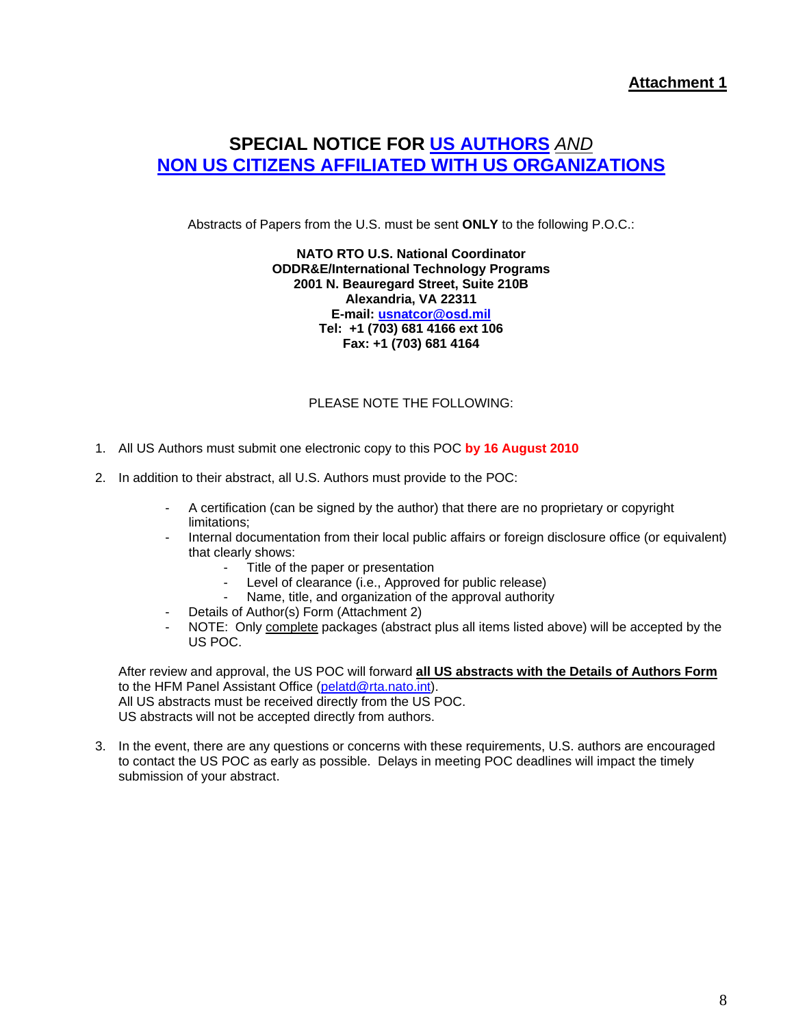**Attachment 1**

# SPECIAL NOTICE FOR US AUTHORS *AND* NON US CITIZENS AFFILIATED WITH US ORGANIZATIONS

Abstracts of Papers from the U.S. must be sent **ONLY** to the following P.O.C.:

**NATO RTO U.S. National Coordinator**
**ODDR&E/International Technology Programs**
**2001 N. Beauregard Street, Suite 210B**
**Alexandria, VA 22311**
**E-mail: usnatcor@osd.mil**
**Tel: +1 (703) 681 4166 ext 106**
**Fax: +1 (703) 681 4164**

PLEASE NOTE THE FOLLOWING:

1. All US Authors must submit one electronic copy to this POC **by 16 August 2010**

2. In addition to their abstract, all U.S. Authors must provide to the POC:

   - A certification (can be signed by the author) that there are no proprietary or copyright limitations;
   - Internal documentation from their local public affairs or foreign disclosure office (or equivalent) that clearly shows:
     - Title of the paper or presentation
     - Level of clearance (i.e., Approved for public release)
     - Name, title, and organization of the approval authority
   - Details of Author(s) Form (Attachment 2)
   - NOTE: Only complete packages (abstract plus all items listed above) will be accepted by the US POC.

   After review and approval, the US POC will forward **all US abstracts with the Details of Authors Form** to the HFM Panel Assistant Office (pelatd@rta.nato.int).
   All US abstracts must be received directly from the US POC.
   US abstracts will not be accepted directly from authors.

3. In the event, there are any questions or concerns with these requirements, U.S. authors are encouraged to contact the US POC as early as possible. Delays in meeting POC deadlines will impact the timely submission of your abstract.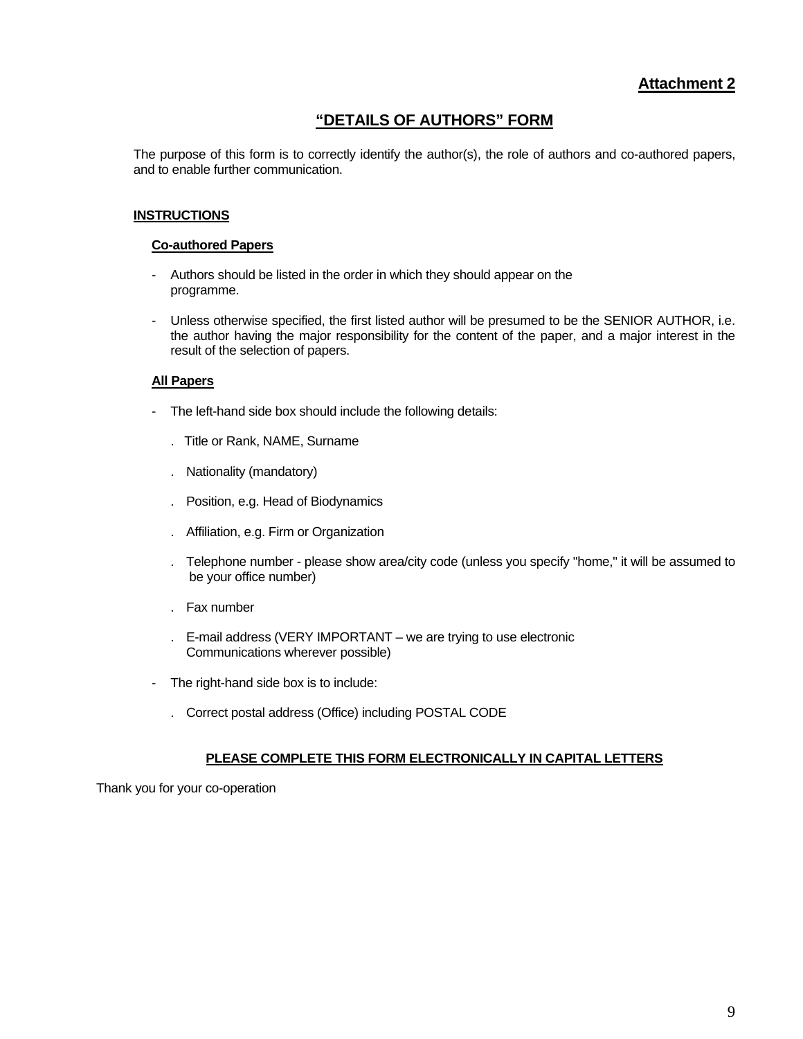**Attachment 2**

# "DETAILS OF AUTHORS" FORM

The purpose of this form is to correctly identify the author(s), the role of authors and co-authored papers, and to enable further communication.

## INSTRUCTIONS

### Co-authored Papers

- Authors should be listed in the order in which they should appear on the programme.
- Unless otherwise specified, the first listed author will be presumed to be the SENIOR AUTHOR, i.e. the author having the major responsibility for the content of the paper, and a major interest in the result of the selection of papers.

### All Papers

- The left-hand side box should include the following details:
  - Title or Rank, NAME, Surname
  - Nationality (mandatory)
  - Position, e.g. Head of Biodynamics
  - Affiliation, e.g. Firm or Organization
  - Telephone number - please show area/city code (unless you specify "home," it will be assumed to be your office number)
  - Fax number
  - E-mail address (VERY IMPORTANT – we are trying to use electronic Communications wherever possible)
- The right-hand side box is to include:
  - Correct postal address (Office) including POSTAL CODE

**PLEASE COMPLETE THIS FORM ELECTRONICALLY IN CAPITAL LETTERS**

Thank you for your co-operation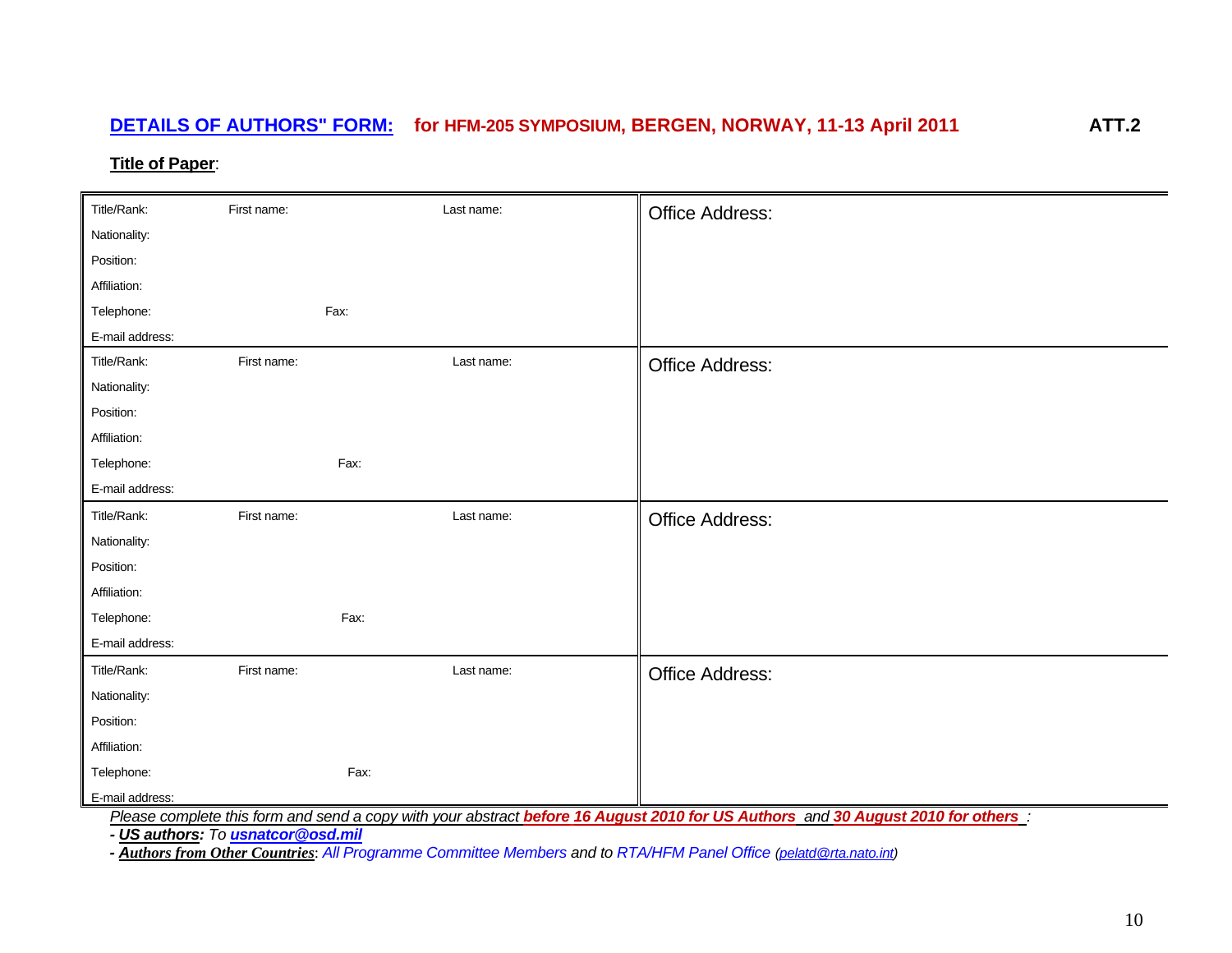## DETAILS OF AUTHORS" FORM: for HFM-205 SYMPOSIUM, BERGEN, NORWAY, 11-13 April 2011 ATT.2

**Title of Paper**:

| | | | |
|---|---|---|---|
| Title/Rank: | First name: | Last name: | Office Address: |
| Nationality: | | | |
| Position: | | | |
| Affiliation: | | | |
| Telephone: | Fax: | | |
| E-mail address: | | | |
| Title/Rank: | First name: | Last name: | Office Address: |
| Nationality: | | | |
| Position: | | | |
| Affiliation: | | | |
| Telephone: | Fax: | | |
| E-mail address: | | | |
| Title/Rank: | First name: | Last name: | Office Address: |
| Nationality: | | | |
| Position: | | | |
| Affiliation: | | | |
| Telephone: | Fax: | | |
| E-mail address: | | | |
| Title/Rank: | First name: | Last name: | Office Address: |
| Nationality: | | | |
| Position: | | | |
| Affiliation: | | | |
| Telephone: | Fax: | | |
| E-mail address: | | | |

*Please complete this form and send a copy with your abstract **before 16 August 2010 for US Authors** and **30 August 2010 for others**:*

*- **US authors:** To **usnatcor@osd.mil***

*- **Authors from Other Countries**: All Programme Committee Members and to RTA/HFM Panel Office (pelatd@rta.nato.int)*